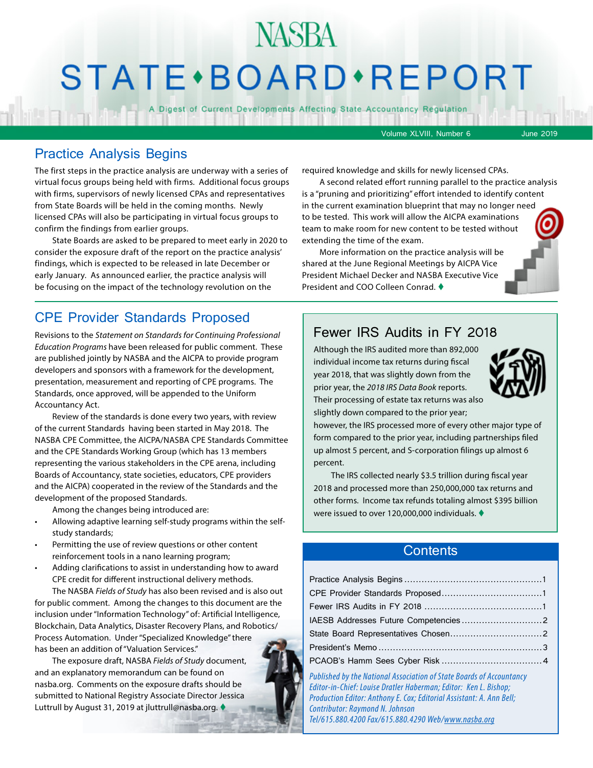# NASBA STATE•BOARD•REPORT

A Digest of Current Developments Affecting State Accountancy Regulation

Volume XLVIII, Number 6 June 2019

## Practice Analysis Begins

The first steps in the practice analysis are underway with a series of virtual focus groups being held with firms. Additional focus groups with firms, supervisors of newly licensed CPAs and representatives from State Boards will be held in the coming months. Newly licensed CPAs will also be participating in virtual focus groups to confirm the findings from earlier groups.

State Boards are asked to be prepared to meet early in 2020 to consider the exposure draft of the report on the practice analysis' findings, which is expected to be released in late December or early January. As announced earlier, the practice analysis will be focusing on the impact of the technology revolution on the required knowledge and skills for newly licensed CPAs.

A second related effort running parallel to the practice analysis is a "pruning and prioritizing" effort intended to identify content in the current examination blueprint that may no longer need to be tested. This work will allow the AICPA examinations team to make room for new content to be tested without extending the time of the exam.

More information on the practice analysis will be shared at the June Regional Meetings by AICPA Vice President Michael Decker and NASBA Executive Vice President and COO Colleen Conrad. ♦

## CPE Provider Standards Proposed

Revisions to the *Statement on Standards for Continuing Professional Education Programs* have been released for public comment. These are published jointly by NASBA and the AICPA to provide program developers and sponsors with a framework for the development, presentation, measurement and reporting of CPE programs. The Standards, once approved, will be appended to the Uniform Accountancy Act.

Review of the standards is done every two years, with review of the current Standards having been started in May 2018. The NASBA CPE Committee, the AICPA/NASBA CPE Standards Committee and the CPE Standards Working Group (which has 13 members representing the various stakeholders in the CPE arena, including Boards of Accountancy, state societies, educators, CPE providers and the AICPA) cooperated in the review of the Standards and the development of the proposed Standards.

Among the changes being introduced are:

- Allowing adaptive learning self-study programs within the self-study standards;
- Permitting the use of review questions or other content reinforcement tools in a nano learning program;
- Adding clarifications to assist in understanding how to award CPE credit for different instructional delivery methods.

The NASBA *Fields of Study* has also been revised and is also out for public comment. Among the changes to this document are the inclusion under "Information Technology" of: Artificial Intelligence, Blockchain, Data Analytics, Disaster Recovery Plans, and Robotics/Process Automation. Under "Specialized Knowledge" there has been an addition of "Valuation Services."

The exposure draft, NASBA *Fields of Study* document, and an explanatory memorandum can be found on nasba.org. Comments on the exposure drafts should be submitted to National Registry Associate Director Jessica Luttrull by August 31, 2019 at jluttrull@nasba.org. ♦

## Fewer IRS Audits in FY 2018

Although the IRS audited more than 892,000 individual income tax returns during fiscal year 2018, that was slightly down from the prior year, the *2018 IRS Data Book* reports. Their processing of estate tax returns was also slightly down compared to the prior year; however, the IRS processed more of every other major type of form compared to the prior year, including partnerships filed up almost 5 percent, and S-corporation filings up almost 6 percent.

The IRS collected nearly $3.5 trillion during fiscal year 2018 and processed more than 250,000,000 tax returns and other forms. Income tax refunds totaling almost $395 billion were issued to over 120,000,000 individuals. ♦

## Contents

| | |
|---|---|
| Practice Analysis Begins | 1 |
| CPE Provider Standards Proposed | 1 |
| Fewer IRS Audits in FY 2018 | 1 |
| IAESB Addresses Future Competencies | 2 |
| State Board Representatives Chosen | 2 |
| President's Memo | 3 |
| PCAOB's Hamm Sees Cyber Risk | 4 |

*Published by the National Association of State Boards of Accountancy*
*Editor-in-Chief: Louise Dratler Haberman; Editor: Ken L. Bishop; Production Editor: Anthony E. Cox; Editorial Assistant: A. Ann Bell; Contributor: Raymond N. Johnson*
*Tel/615.880.4200 Fax/615.880.4290 Web/www.nasba.org*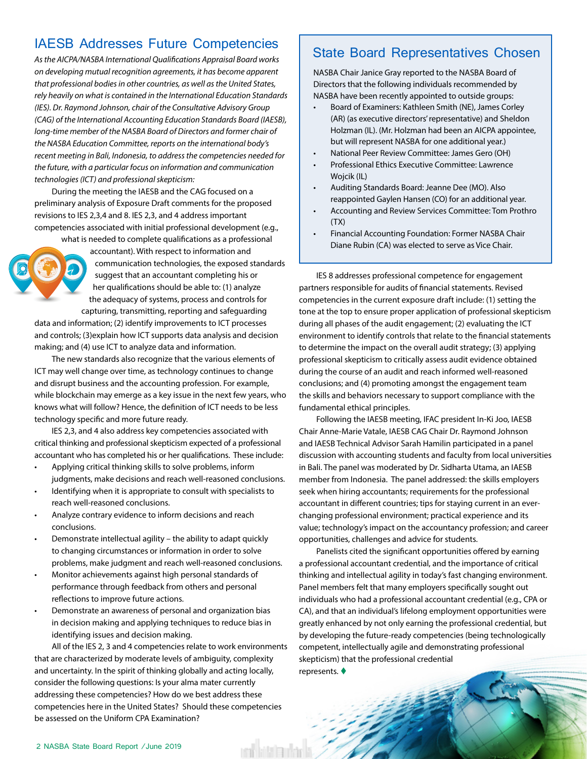## IAESB Addresses Future Competencies

*As the AICPA/NASBA International Qualifications Appraisal Board works on developing mutual recognition agreements, it has become apparent that professional bodies in other countries, as well as the United States, rely heavily on what is contained in the International Education Standards (IES). Dr. Raymond Johnson, chair of the Consultative Advisory Group (CAG) of the International Accounting Education Standards Board (IAESB), long-time member of the NASBA Board of Directors and former chair of the NASBA Education Committee, reports on the international body's recent meeting in Bali, Indonesia, to address the competencies needed for the future, with a particular focus on information and communication technologies (ICT) and professional skepticism:*

During the meeting the IAESB and the CAG focused on a preliminary analysis of Exposure Draft comments for the proposed revisions to IES 2,3,4 and 8. IES 2,3, and 4 address important competencies associated with initial professional development (e.g., what is needed to complete qualifications as a professional accountant). With respect to information and communication technologies, the exposed standards suggest that an accountant completing his or her qualifications should be able to: (1) analyze the adequacy of systems, process and controls for capturing, transmitting, reporting and safeguarding data and information; (2) identify improvements to ICT processes and controls; (3)explain how ICT supports data analysis and decision making; and (4) use ICT to analyze data and information.

The new standards also recognize that the various elements of ICT may well change over time, as technology continues to change and disrupt business and the accounting profession. For example, while blockchain may emerge as a key issue in the next few years, who knows what will follow? Hence, the definition of ICT needs to be less technology specific and more future ready.

IES 2,3, and 4 also address key competencies associated with critical thinking and professional skepticism expected of a professional accountant who has completed his or her qualifications. These include:

- Applying critical thinking skills to solve problems, inform judgments, make decisions and reach well-reasoned conclusions.
- Identifying when it is appropriate to consult with specialists to reach well-reasoned conclusions.
- Analyze contrary evidence to inform decisions and reach conclusions.
- Demonstrate intellectual agility – the ability to adapt quickly to changing circumstances or information in order to solve problems, make judgment and reach well-reasoned conclusions.
- Monitor achievements against high personal standards of performance through feedback from others and personal reflections to improve future actions.
- Demonstrate an awareness of personal and organization bias in decision making and applying techniques to reduce bias in identifying issues and decision making.

All of the IES 2, 3 and 4 competencies relate to work environments that are characterized by moderate levels of ambiguity, complexity and uncertainty. In the spirit of thinking globally and acting locally, consider the following questions: Is your alma mater currently addressing these competencies? How do we best address these competencies here in the United States? Should these competencies be assessed on the Uniform CPA Examination?

IES 8 addresses professional competence for engagement partners responsible for audits of financial statements. Revised competencies in the current exposure draft include: (1) setting the tone at the top to ensure proper application of professional skepticism during all phases of the audit engagement; (2) evaluating the ICT environment to identify controls that relate to the financial statements to determine the impact on the overall audit strategy; (3) applying professional skepticism to critically assess audit evidence obtained during the course of an audit and reach informed well-reasoned conclusions; and (4) promoting amongst the engagement team the skills and behaviors necessary to support compliance with the fundamental ethical principles.

Following the IAESB meeting, IFAC president In-Ki Joo, IAESB Chair Anne-Marie Vatale, IAESB CAG Chair Dr. Raymond Johnson and IAESB Technical Advisor Sarah Hamilin participated in a panel discussion with accounting students and faculty from local universities in Bali. The panel was moderated by Dr. Sidharta Utama, an IAESB member from Indonesia. The panel addressed: the skills employers seek when hiring accountants; requirements for the professional accountant in different countries; tips for staying current in an ever-changing professional environment; practical experience and its value; technology's impact on the accountancy profession; and career opportunities, challenges and advice for students.

Panelists cited the significant opportunities offered by earning a professional accountant credential, and the importance of critical thinking and intellectual agility in today's fast changing environment. Panel members felt that many employers specifically sought out individuals who had a professional accountant credential (e.g., CPA or CA), and that an individual's lifelong employment opportunities were greatly enhanced by not only earning the professional credential, but by developing the future-ready competencies (being technologically competent, intellectually agile and demonstrating professional skepticism) that the professional credential represents. ♦

## State Board Representatives Chosen

NASBA Chair Janice Gray reported to the NASBA Board of Directors that the following individuals recommended by NASBA have been recently appointed to outside groups:

- Board of Examiners: Kathleen Smith (NE), James Corley (AR) (as executive directors' representative) and Sheldon Holzman (IL). (Mr. Holzman had been an AICPA appointee, but will represent NASBA for one additional year.)
- National Peer Review Committee: James Gero (OH)
- Professional Ethics Executive Committee: Lawrence Wojcik (IL)
- Auditing Standards Board: Jeanne Dee (MO). Also reappointed Gaylen Hansen (CO) for an additional year.
- Accounting and Review Services Committee: Tom Prothro (TX)
- Financial Accounting Foundation: Former NASBA Chair Diane Rubin (CA) was elected to serve as Vice Chair.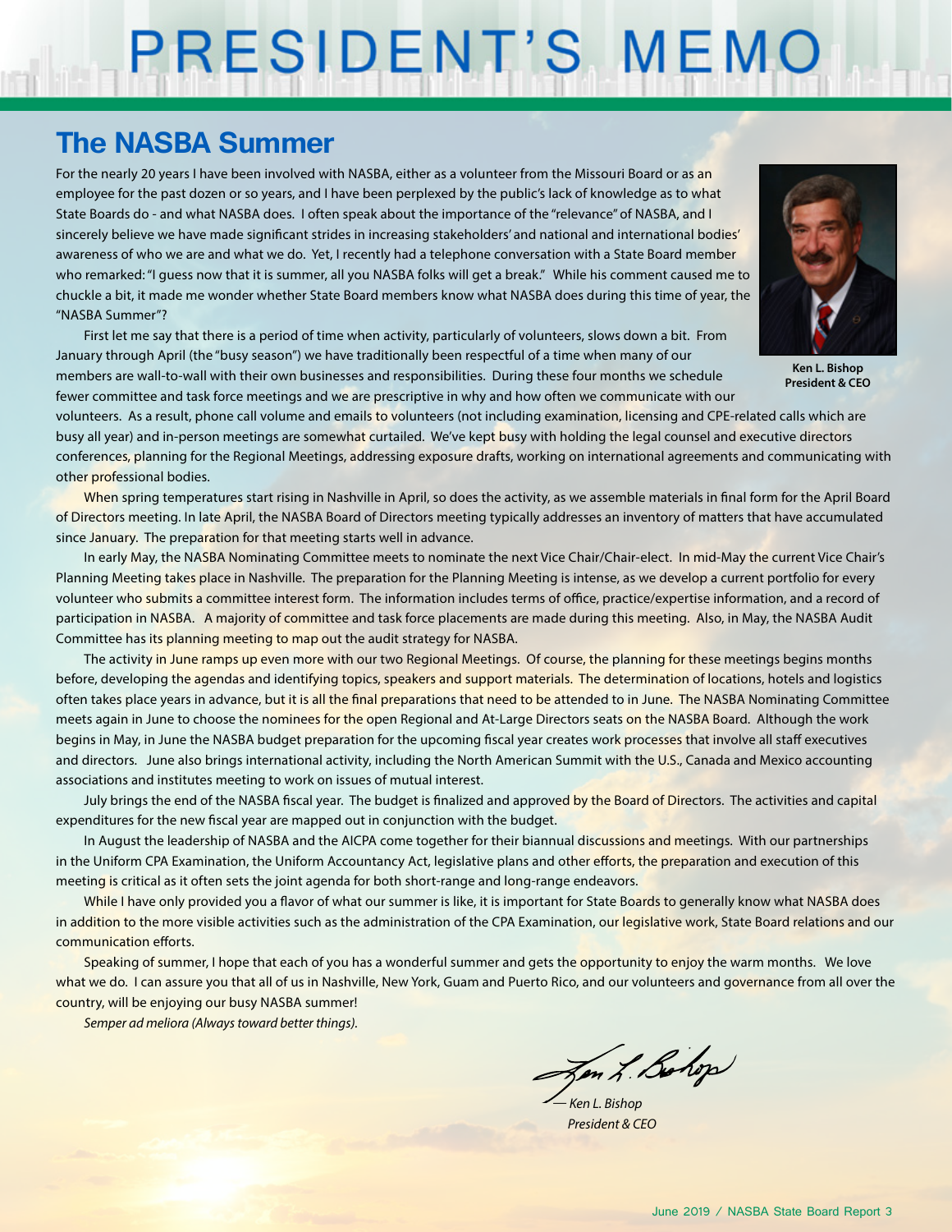# PRESIDENT'S MEMO

## The NASBA Summer

For the nearly 20 years I have been involved with NASBA, either as a volunteer from the Missouri Board or as an employee for the past dozen or so years, and I have been perplexed by the public's lack of knowledge as to what State Boards do - and what NASBA does. I often speak about the importance of the "relevance" of NASBA, and I sincerely believe we have made significant strides in increasing stakeholders' and national and international bodies' awareness of who we are and what we do. Yet, I recently had a telephone conversation with a State Board member who remarked: "I guess now that it is summer, all you NASBA folks will get a break." While his comment caused me to chuckle a bit, it made me wonder whether State Board members know what NASBA does during this time of year, the "NASBA Summer"?

**Ken L. Bishop**
**President & CEO**

First let me say that there is a period of time when activity, particularly of volunteers, slows down a bit. From January through April (the "busy season") we have traditionally been respectful of a time when many of our members are wall-to-wall with their own businesses and responsibilities. During these four months we schedule fewer committee and task force meetings and we are prescriptive in why and how often we communicate with our volunteers. As a result, phone call volume and emails to volunteers (not including examination, licensing and CPE-related calls which are busy all year) and in-person meetings are somewhat curtailed. We've kept busy with holding the legal counsel and executive directors conferences, planning for the Regional Meetings, addressing exposure drafts, working on international agreements and communicating with other professional bodies.

When spring temperatures start rising in Nashville in April, so does the activity, as we assemble materials in final form for the April Board of Directors meeting. In late April, the NASBA Board of Directors meeting typically addresses an inventory of matters that have accumulated since January. The preparation for that meeting starts well in advance.

In early May, the NASBA Nominating Committee meets to nominate the next Vice Chair/Chair-elect. In mid-May the current Vice Chair's Planning Meeting takes place in Nashville. The preparation for the Planning Meeting is intense, as we develop a current portfolio for every volunteer who submits a committee interest form. The information includes terms of office, practice/expertise information, and a record of participation in NASBA. A majority of committee and task force placements are made during this meeting. Also, in May, the NASBA Audit Committee has its planning meeting to map out the audit strategy for NASBA.

The activity in June ramps up even more with our two Regional Meetings. Of course, the planning for these meetings begins months before, developing the agendas and identifying topics, speakers and support materials. The determination of locations, hotels and logistics often takes place years in advance, but it is all the final preparations that need to be attended to in June. The NASBA Nominating Committee meets again in June to choose the nominees for the open Regional and At-Large Directors seats on the NASBA Board. Although the work begins in May, in June the NASBA budget preparation for the upcoming fiscal year creates work processes that involve all staff executives and directors. June also brings international activity, including the North American Summit with the U.S., Canada and Mexico accounting associations and institutes meeting to work on issues of mutual interest.

July brings the end of the NASBA fiscal year. The budget is finalized and approved by the Board of Directors. The activities and capital expenditures for the new fiscal year are mapped out in conjunction with the budget.

In August the leadership of NASBA and the AICPA come together for their biannual discussions and meetings. With our partnerships in the Uniform CPA Examination, the Uniform Accountancy Act, legislative plans and other efforts, the preparation and execution of this meeting is critical as it often sets the joint agenda for both short-range and long-range endeavors.

While I have only provided you a flavor of what our summer is like, it is important for State Boards to generally know what NASBA does in addition to the more visible activities such as the administration of the CPA Examination, our legislative work, State Board relations and our communication efforts.

Speaking of summer, I hope that each of you has a wonderful summer and gets the opportunity to enjoy the warm months. We love what we do. I can assure you that all of us in Nashville, New York, Guam and Puerto Rico, and our volunteers and governance from all over the country, will be enjoying our busy NASBA summer!

*Semper ad meliora (Always toward better things).*

*— Ken L. Bishop*
*President & CEO*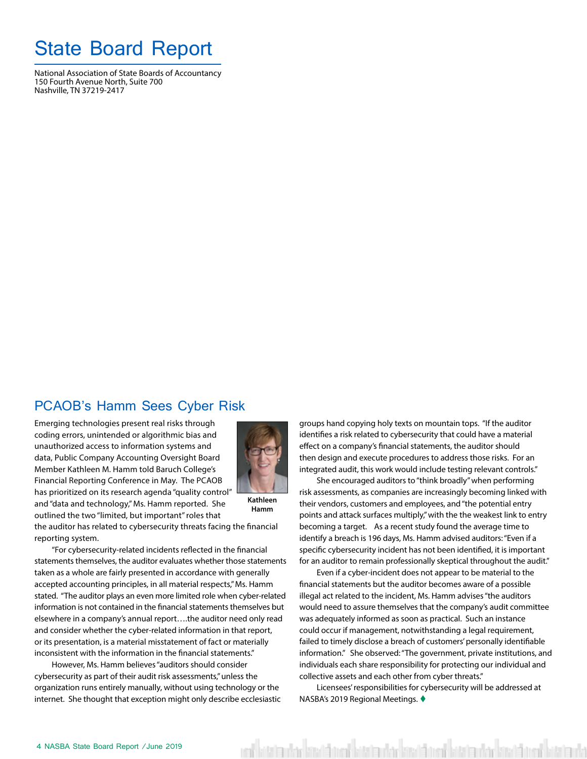# State Board Report

National Association of State Boards of Accountancy
150 Fourth Avenue North, Suite 700
Nashville, TN 37219-2417

## PCAOB's Hamm Sees Cyber Risk

Emerging technologies present real risks through coding errors, unintended or algorithmic bias and unauthorized access to information systems and data, Public Company Accounting Oversight Board Member Kathleen M. Hamm told Baruch College's Financial Reporting Conference in May. The PCAOB has prioritized on its research agenda "quality control" and "data and technology," Ms. Hamm reported. She outlined the two "limited, but important" roles that the auditor has related to cybersecurity threats facing the financial reporting system.

**Kathleen Hamm**

"For cybersecurity-related incidents reflected in the financial statements themselves, the auditor evaluates whether those statements taken as a whole are fairly presented in accordance with generally accepted accounting principles, in all material respects," Ms. Hamm stated. "The auditor plays an even more limited role when cyber-related information is not contained in the financial statements themselves but elsewhere in a company's annual report….the auditor need only read and consider whether the cyber-related information in that report, or its presentation, is a material misstatement of fact or materially inconsistent with the information in the financial statements."

However, Ms. Hamm believes "auditors should consider cybersecurity as part of their audit risk assessments," unless the organization runs entirely manually, without using technology or the internet. She thought that exception might only describe ecclesiastic groups hand copying holy texts on mountain tops. "If the auditor identifies a risk related to cybersecurity that could have a material effect on a company's financial statements, the auditor should then design and execute procedures to address those risks. For an integrated audit, this work would include testing relevant controls."

She encouraged auditors to "think broadly" when performing risk assessments, as companies are increasingly becoming linked with their vendors, customers and employees, and "the potential entry points and attack surfaces multiply," with the the weakest link to entry becoming a target. As a recent study found the average time to identify a breach is 196 days, Ms. Hamm advised auditors: "Even if a specific cybersecurity incident has not been identified, it is important for an auditor to remain professionally skeptical throughout the audit."

Even if a cyber-incident does not appear to be material to the financial statements but the auditor becomes aware of a possible illegal act related to the incident, Ms. Hamm advises "the auditors would need to assure themselves that the company's audit committee was adequately informed as soon as practical. Such an instance could occur if management, notwithstanding a legal requirement, failed to timely disclose a breach of customers' personally identifiable information." She observed: "The government, private institutions, and individuals each share responsibility for protecting our individual and collective assets and each other from cyber threats."

Licensees' responsibilities for cybersecurity will be addressed at NASBA's 2019 Regional Meetings. ♦